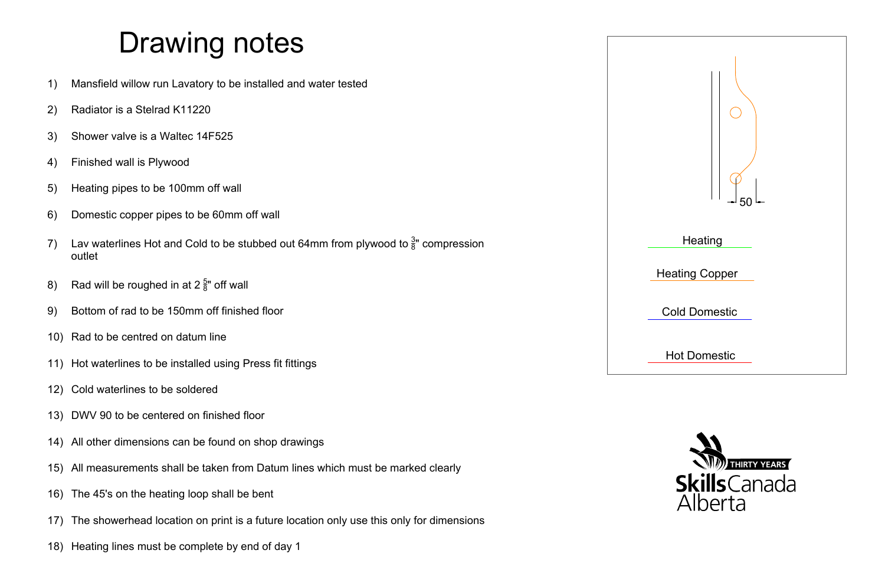# Drawing notes

1) Mansfield willow run Lavatory to be installed and water tested
2) Radiator is a Stelrad K11220
3) Shower valve is a Waltec 14F525
4) Finished wall is Plywood
5) Heating pipes to be 100mm off wall
6) Domestic copper pipes to be 60mm off wall
7) Lav waterlines Hot and Cold to be stubbed out 64mm from plywood to $\frac{3}{8}$" compression outlet
8) Rad will be roughed in at 2 $\frac{5}{8}$" off wall
9) Bottom of rad to be 150mm off finished floor
10) Rad to be centred on datum line
11) Hot waterlines to be installed using Press fit fittings
12) Cold waterlines to be soldered
13) DWV 90 to be centered on finished floor
14) All other dimensions can be found on shop drawings
15) All measurements shall be taken from Datum lines which must be marked clearly
16) The 45's on the heating loop shall be bent
17) The showerhead location on print is a future location only use this only for dimensions
18) Heating lines must be complete by end of day 1

50

Heating

Heating Copper

Cold Domestic

Hot Domestic

THIRTY YEARS
Skills Canada Alberta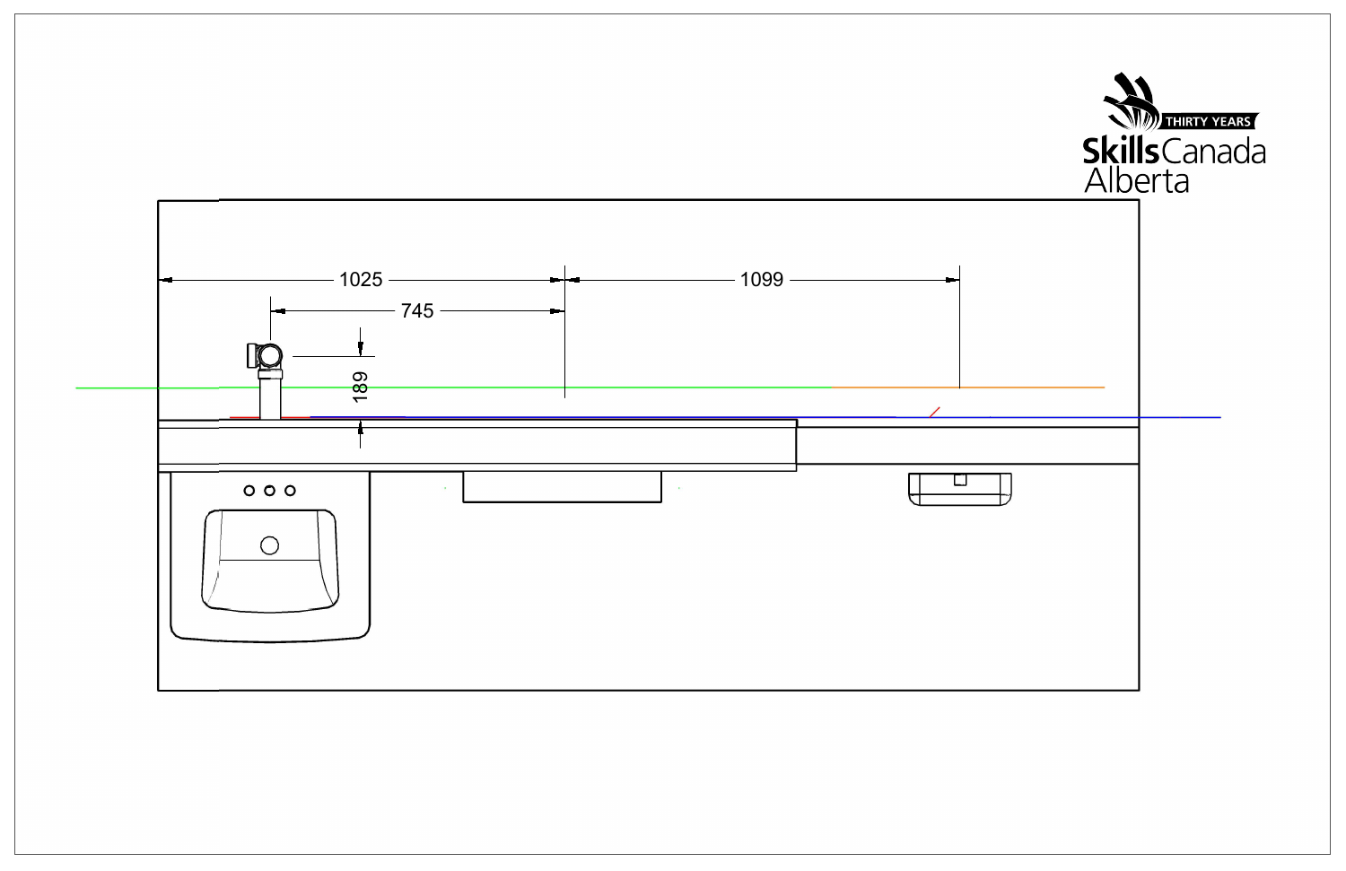Skills Canada Alberta

THIRTY YEARS

1025

745

1099

189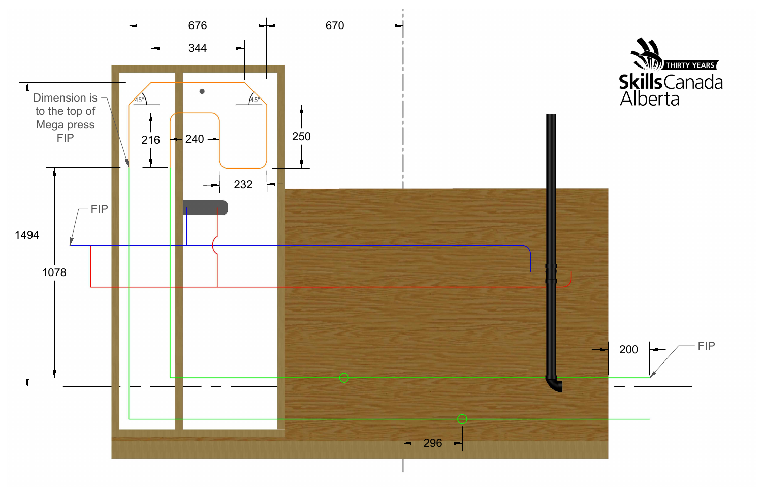Skills Canada Alberta

THIRTY YEARS

676

670

344

Dimension is to the top of Mega press FIP

45°

45°

216

240

250

232

FIP

1494

1078

200

FIP

296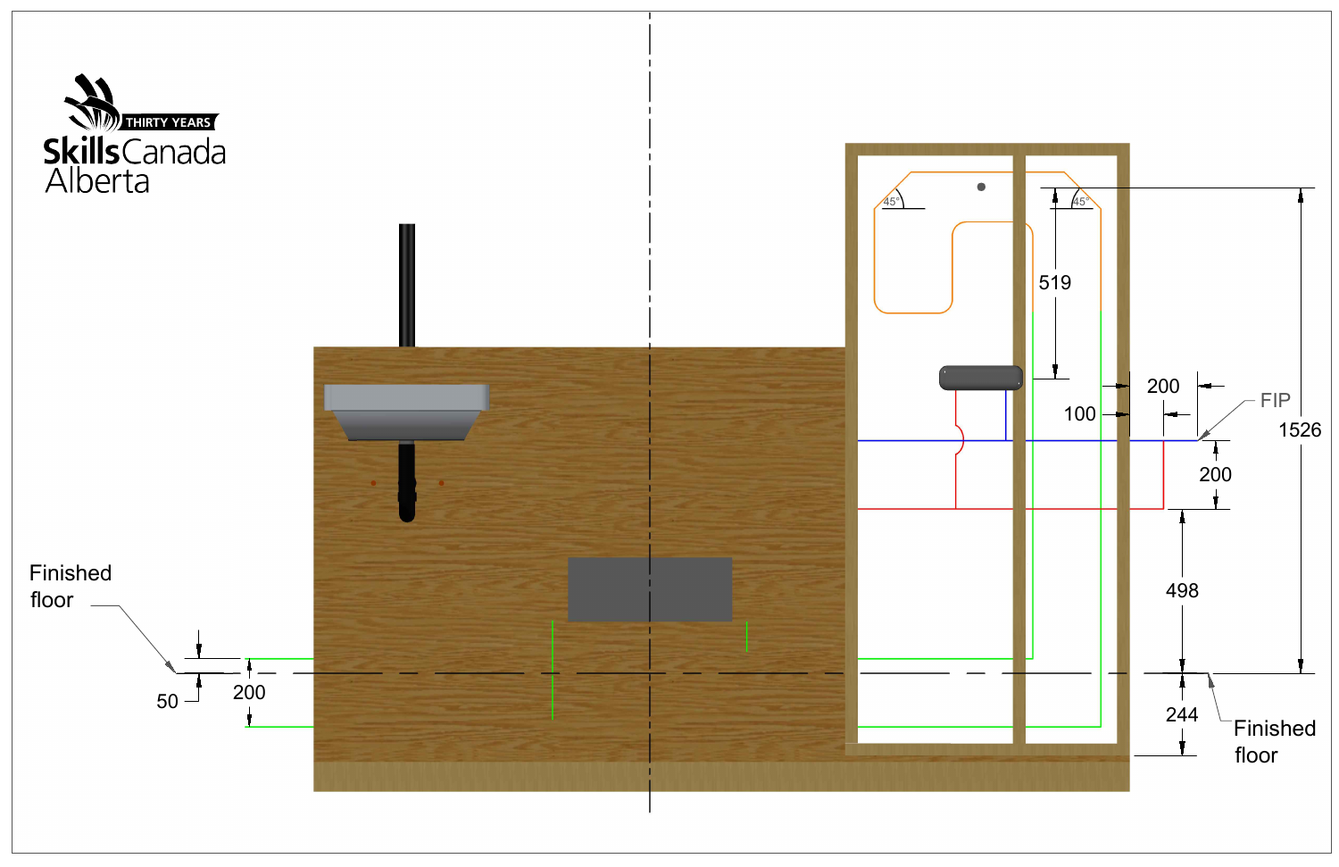Skills Canada Alberta

THIRTY YEARS

Finished floor

50

200

519

200

100

FIP

1526

200

498

244

Finished floor

45°

45°